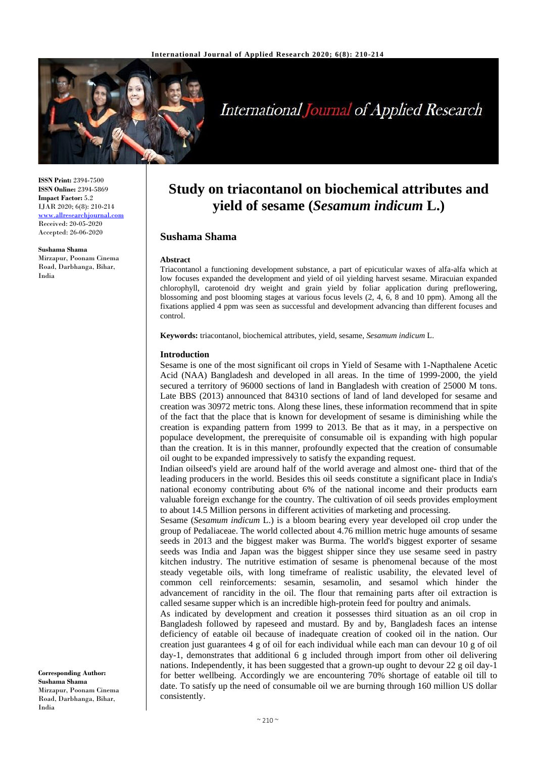# Study on triacontanol on biochemical attributes and yield of sesame (*Sesamum indicum* L.)

## Sushama Shama

**ISSN Print:** 2394-7500
**ISSN Online:** 2394-5869
**Impact Factor:** 5.2
IJAR 2020; 6(8): 210-214
www.allresearchjournal.com
Received: 20-05-2020
Accepted: 26-06-2020

**Sushama Shama**
Mirzapur, Poonam Cinema Road, Darbhanga, Bihar, India

**Corresponding Author:**
**Sushama Shama**
Mirzapur, Poonam Cinema Road, Darbhanga, Bihar, India

### Abstract

Triacontanol a functioning development substance, a part of epicuticular waxes of alfa-alfa which at low focuses expanded the development and yield of oil yielding harvest sesame. Miracuian expanded chlorophyll, carotenoid dry weight and grain yield by foliar application during preflowering, blossoming and post blooming stages at various focus levels (2, 4, 6, 8 and 10 ppm). Among all the fixations applied 4 ppm was seen as successful and development advancing than different focuses and control.

**Keywords:** triacontanol, biochemical attributes, yield, sesame, *Sesamum indicum* L.

### Introduction

Sesame is one of the most significant oil crops in Yield of Sesame with 1-Napthalene Acetic Acid (NAA) Bangladesh and developed in all areas. In the time of 1999-2000, the yield secured a territory of 96000 sections of land in Bangladesh with creation of 25000 M tons. Late BBS (2013) announced that 84310 sections of land of land developed for sesame and creation was 30972 metric tons. Along these lines, these information recommend that in spite of the fact that the place that is known for development of sesame is diminishing while the creation is expanding pattern from 1999 to 2013. Be that as it may, in a perspective on populace development, the prerequisite of consumable oil is expanding with high popular than the creation. It is in this manner, profoundly expected that the creation of consumable oil ought to be expanded impressively to satisfy the expanding request.

Indian oilseed's yield are around half of the world average and almost one- third that of the leading producers in the world. Besides this oil seeds constitute a significant place in India's national economy contributing about 6% of the national income and their products earn valuable foreign exchange for the country. The cultivation of oil seeds provides employment to about 14.5 Million persons in different activities of marketing and processing.

Sesame (*Sesamum indicum* L.) is a bloom bearing every year developed oil crop under the group of Pedaliaceae. The world collected about 4.76 million metric huge amounts of sesame seeds in 2013 and the biggest maker was Burma. The world's biggest exporter of sesame seeds was India and Japan was the biggest shipper since they use sesame seed in pastry kitchen industry. The nutritive estimation of sesame is phenomenal because of the most steady vegetable oils, with long timeframe of realistic usability, the elevated level of common cell reinforcements: sesamin, sesamolin, and sesamol which hinder the advancement of rancidity in the oil. The flour that remaining parts after oil extraction is called sesame supper which is an incredible high-protein feed for poultry and animals.

As indicated by development and creation it possesses third situation as an oil crop in Bangladesh followed by rapeseed and mustard. By and by, Bangladesh faces an intense deficiency of eatable oil because of inadequate creation of cooked oil in the nation. Our creation just guarantees 4 g of oil for each individual while each man can devour 10 g of oil day-1, demonstrates that additional 6 g included through import from other oil delivering nations. Independently, it has been suggested that a grown-up ought to devour 22 g oil day-1 for better wellbeing. Accordingly we are encountering 70% shortage of eatable oil till to date. To satisfy up the need of consumable oil we are burning through 160 million US dollar consistently.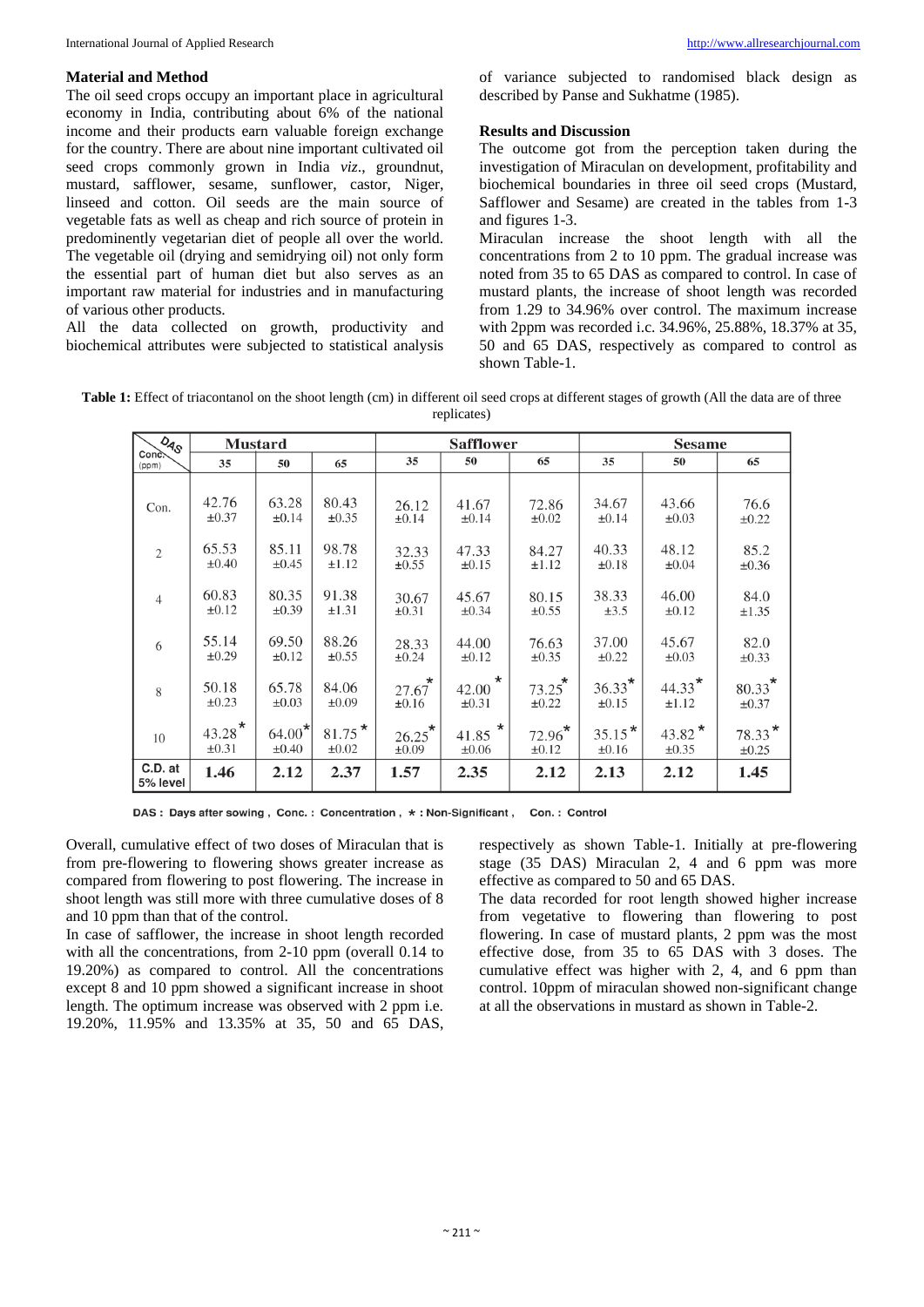### Material and Method

The oil seed crops occupy an important place in agricultural economy in India, contributing about 6% of the national income and their products earn valuable foreign exchange for the country. There are about nine important cultivated oil seed crops commonly grown in India *viz*., groundnut, mustard, safflower, sesame, sunflower, castor, Niger, linseed and cotton. Oil seeds are the main source of vegetable fats as well as cheap and rich source of protein in predominently vegetarian diet of people all over the world. The vegetable oil (drying and semidrying oil) not only form the essential part of human diet but also serves as an important raw material for industries and in manufacturing of various other products.

All the data collected on growth, productivity and biochemical attributes were subjected to statistical analysis of variance subjected to randomised black design as described by Panse and Sukhatme (1985).

### Results and Discussion

The outcome got from the perception taken during the investigation of Miraculan on development, profitability and biochemical boundaries in three oil seed crops (Mustard, Safflower and Sesame) are created in the tables from 1-3 and figures 1-3.

Miraculan increase the shoot length with all the concentrations from 2 to 10 ppm. The gradual increase was noted from 35 to 65 DAS as compared to control. In case of mustard plants, the increase of shoot length was recorded from 1.29 to 34.96% over control. The maximum increase with 2ppm was recorded i.c. 34.96%, 25.88%, 18.37% at 35, 50 and 65 DAS, respectively as compared to control as shown Table-1.

**Table 1:** Effect of triacontanol on the shoot length (cm) in different oil seed crops at different stages of growth (All the data are of three replicates)

| Conc. (ppm) \ DAS | Mustard | | | Safflower | | | Sesame | | |
|---|---|---|---|---|---|---|---|---|---|
| | 35 | 50 | 65 | 35 | 50 | 65 | 35 | 50 | 65 |
| Con. | 42.76 ±0.37 | 63.28 ±0.14 | 80.43 ±0.35 | 26.12 ±0.14 | 41.67 ±0.14 | 72.86 ±0.02 | 34.67 ±0.14 | 43.66 ±0.03 | 76.6 ±0.22 |
| 2 | 65.53 ±0.40 | 85.11 ±0.45 | 98.78 ±1.12 | 32.33 ±0.55 | 47.33 ±0.15 | 84.27 ±1.12 | 40.33 ±0.18 | 48.12 ±0.04 | 85.2 ±0.36 |
| 4 | 60.83 ±0.12 | 80.35 ±0.39 | 91.38 ±1.31 | 30.67 ±0.31 | 45.67 ±0.34 | 80.15 ±0.55 | 38.33 ±3.5 | 46.00 ±0.12 | 84.0 ±1.35 |
| 6 | 55.14 ±0.29 | 69.50 ±0.12 | 88.26 ±0.55 | 28.33 ±0.24 | 44.00 ±0.12 | 76.63 ±0.35 | 37.00 ±0.22 | 45.67 ±0.03 | 82.0 ±0.33 |
| 8 | 50.18 ±0.23 | 65.78 ±0.03 | 84.06 ±0.09 | 27.67* ±0.16 | 42.00* ±0.31 | 73.25* ±0.22 | 36.33* ±0.15 | 44.33* ±1.12 | 80.33* ±0.37 |
| 10 | 43.28* ±0.31 | 64.00* ±0.40 | 81.75* ±0.02 | 26.25* ±0.09 | 41.85* ±0.06 | 72.96* ±0.12 | 35.15* ±0.16 | 43.82* ±0.35 | 78.33* ±0.25 |
| C.D. at 5% level | 1.46 | 2.12 | 2.37 | 1.57 | 2.35 | 2.12 | 2.13 | 2.12 | 1.45 |

DAS : Days after sowing , Conc. : Concentration , * : Non-Significant , Con. : Control

Overall, cumulative effect of two doses of Miraculan that is from pre-flowering to flowering shows greater increase as compared from flowering to post flowering. The increase in shoot length was still more with three cumulative doses of 8 and 10 ppm than that of the control.

In case of safflower, the increase in shoot length recorded with all the concentrations, from 2-10 ppm (overall 0.14 to 19.20%) as compared to control. All the concentrations except 8 and 10 ppm showed a significant increase in shoot length. The optimum increase was observed with 2 ppm i.e. 19.20%, 11.95% and 13.35% at 35, 50 and 65 DAS, respectively as shown Table-1. Initially at pre-flowering stage (35 DAS) Miraculan 2, 4 and 6 ppm was more effective as compared to 50 and 65 DAS.

The data recorded for root length showed higher increase from vegetative to flowering than flowering to post flowering. In case of mustard plants, 2 ppm was the most effective dose, from 35 to 65 DAS with 3 doses. The cumulative effect was higher with 2, 4, and 6 ppm than control. 10ppm of miraculan showed non-significant change at all the observations in mustard as shown in Table-2.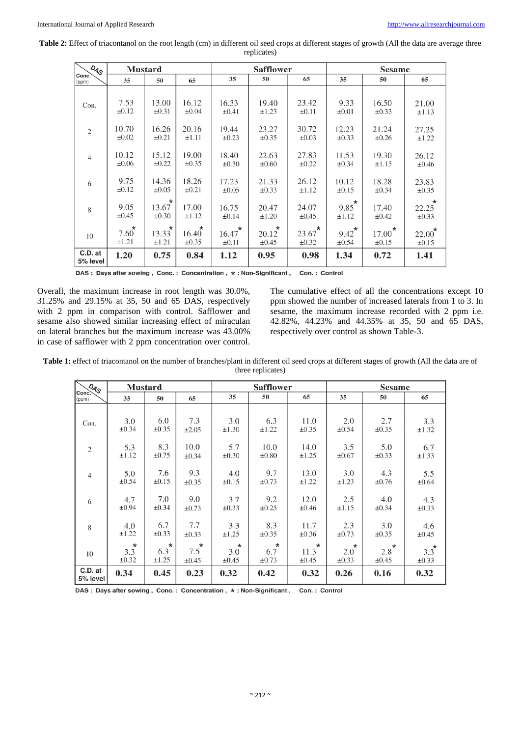**Table 2:** Effect of triacontanol on the root length (cm) in different oil seed crops at different stages of growth (All the data are average three replicates)

| Conc. (ppm) \ DAS | Mustard | | | Safflower | | | Sesame | | |
|---|---|---|---|---|---|---|---|---|---|
| | 35 | 50 | 65 | 35 | 50 | 65 | 35 | 50 | 65 |
| Con. | 7.53 ±0.12 | 13.00 ±0.31 | 16.12 ±0.04 | 16.33 ±0.41 | 19.40 ±1.23 | 23.42 ±0.11 | 9.33 ±0.01 | 16.50 ±0.33 | 21.00 ±1.13 |
| 2 | 10.70 ±0.02 | 16.26 ±0.21 | 20.16 ±1.11 | 19.44 ±0.23 | 23.27 ±0.35 | 30.72 ±0.03 | 12.23 ±0.33 | 21.24 ±0.26 | 27.25 ±1.22 |
| 4 | 10.12 ±0.06 | 15.12 ±0.22 | 19.00 ±0.35 | 18.40 ±0.30 | 22.63 ±0.60 | 27.83 ±0.22 | 11.53 ±0.34 | 19.30 ±1.15 | 26.12 ±0.46 |
| 6 | 9.75 ±0.12 | 14.36 ±0.05 | 18.26 ±0.21 | 17.23 ±0.05 | 21.33 ±0.33 | 26.12 ±1.12 | 10.12 ±0.15 | 18.28 ±0.34 | 23.83 ±0.35 |
| 8 | 9.05 ±0.45 | 13.67* ±0.30 | 17.00 ±1.12 | 16.75 ±0.14 | 20.47 ±1.20 | 24.07 ±0.45 | 9.85* ±1.12 | 17.40 ±0.42 | 22.25* ±0.33 |
| 10 | 7.60* ±1.21 | 13.33* ±1.21 | 16.40* ±0.35 | 16.47* ±0.11 | 20.12* ±0.45 | 23.67* ±0.32 | 9.42* ±0.54 | 17.00* ±0.15 | 22.00* ±0.15 |
| C.D. at 5% level | **1.20** | **0.75** | **0.84** | **1.12** | **0.95** | **0.98** | **1.34** | **0.72** | **1.41** |

DAS : Days after sowing , Conc. : Concentration , * : Non-Significant , Con. : Control

Overall, the maximum increase in root length was 30.0%, 31.25% and 29.15% at 35, 50 and 65 DAS, respectively with 2 ppm in comparison with control. Safflower and sesame also showed similar increasing effect of miraculan on lateral branches but the maximum increase was 43.00% in case of safflower with 2 ppm concentration over control. The cumulative effect of all the concentrations except 10 ppm showed the number of increased laterals from 1 to 3. In sesame, the maximum increase recorded with 2 ppm i.e. 42.82%, 44.23% and 44.35% at 35, 50 and 65 DAS, respectively over control as shown Table-3.

**Table 1:** effect of triacontanol on the number of branches/plant in different oil seed crops at different stages of growth (All the data are of three replicates)

| Conc. (ppm) \ DAS | Mustard | | | Safflower | | | Sesame | | |
|---|---|---|---|---|---|---|---|---|---|
| | 35 | 50 | 65 | 35 | 50 | 65 | 35 | 50 | 65 |
| Con. | 3.0 ±0.34 | 6.0 ±0.35 | 7.3 ±2.05 | 3.0 ±1.30 | 6.3 ±1.22 | 11.0 ±0.35 | 2.0 ±0.54 | 2.7 ±0.35 | 3.3 ±1.32 |
| 2 | 5.3 ±1.12 | 8.3 ±0.75 | 10.0 ±0.34 | 5.7 ±0.30 | 10.0 ±0.80 | 14.0 ±1.25 | 3.5 ±0.67 | 5.0 ±0.33 | 6.7 ±1.33 |
| 4 | 5.0 ±0.54 | 7.6 ±0.15 | 9.3 ±0.35 | 4.0 ±0.15 | 9.7 ±0.73 | 13.0 ±1.22 | 3.0 ±1.23 | 4.3 ±0.76 | 5.5 ±0.64 |
| 6 | 4.7 ±0.94 | 7.0 ±0.34 | 9.0 ±0.73 | 3.7 ±0.33 | 9.2 ±0.25 | 12.0 ±0.46 | 2.5 ±1.15 | 4.0 ±0.34 | 4.3 ±0.33 |
| 8 | 4.0 ±1.22 | 6.7 ±0.33 | 7.7 ±0.33 | 3.3 ±1.25 | 8.3 ±0.35 | 11.7 ±0.36 | 2.3 ±0.73 | 3.0 ±0.35 | 4.6 ±0.45 |
| 10 | 3.3* ±0.32 | 6.3* ±1.25 | 7.5* ±0.45 | 3.0* ±0.45 | 6.7* ±0.73 | 11.3* ±0.45 | 2.0* ±0.33 | 2.8* ±0.45 | 3.3* ±0.33 |
| C.D. at 5% level | **0.34** | **0.45** | **0.23** | **0.32** | **0.42** | **0.32** | **0.26** | **0.16** | **0.32** |

DAS : Days after sowing , Conc. : Concentration , * : Non-Significant , Con. : Control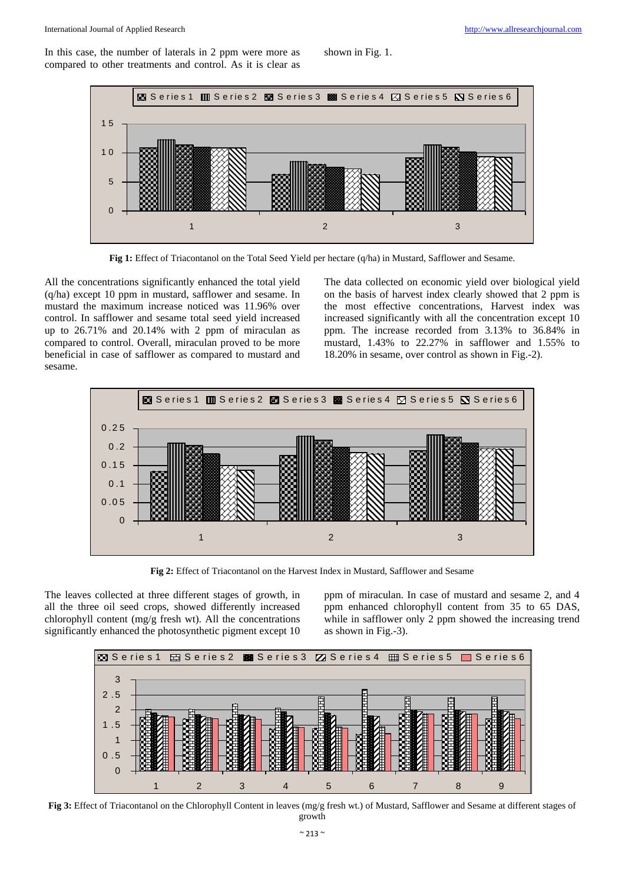In this case, the number of laterals in 2 ppm were more as compared to other treatments and control. As it is clear as shown in Fig. 1.

**Fig 1:** Effect of Triacontanol on the Total Seed Yield per hectare (q/ha) in Mustard, Safflower and Sesame.

All the concentrations significantly enhanced the total yield (q/ha) except 10 ppm in mustard, safflower and sesame. In mustard the maximum increase noticed was 11.96% over control. In safflower and sesame total seed yield increased up to 26.71% and 20.14% with 2 ppm of miraculan as compared to control. Overall, miraculan proved to be more beneficial in case of safflower as compared to mustard and sesame.

The data collected on economic yield over biological yield on the basis of harvest index clearly showed that 2 ppm is the most effective concentrations, Harvest index was increased significantly with all the concentration except 10 ppm. The increase recorded from 3.13% to 36.84% in mustard, 1.43% to 22.27% in safflower and 1.55% to 18.20% in sesame, over control as shown in Fig.-2).

**Fig 2:** Effect of Triacontanol on the Harvest Index in Mustard, Safflower and Sesame

The leaves collected at three different stages of growth, in all the three oil seed crops, showed differently increased chlorophyll content (mg/g fresh wt). All the concentrations significantly enhanced the photosynthetic pigment except 10 ppm of miraculan. In case of mustard and sesame 2, and 4 ppm enhanced chlorophyll content from 35 to 65 DAS, while in safflower only 2 ppm showed the increasing trend as shown in Fig.-3).

**Fig 3:** Effect of Triacontanol on the Chlorophyll Content in leaves (mg/g fresh wt.) of Mustard, Safflower and Sesame at different stages of growth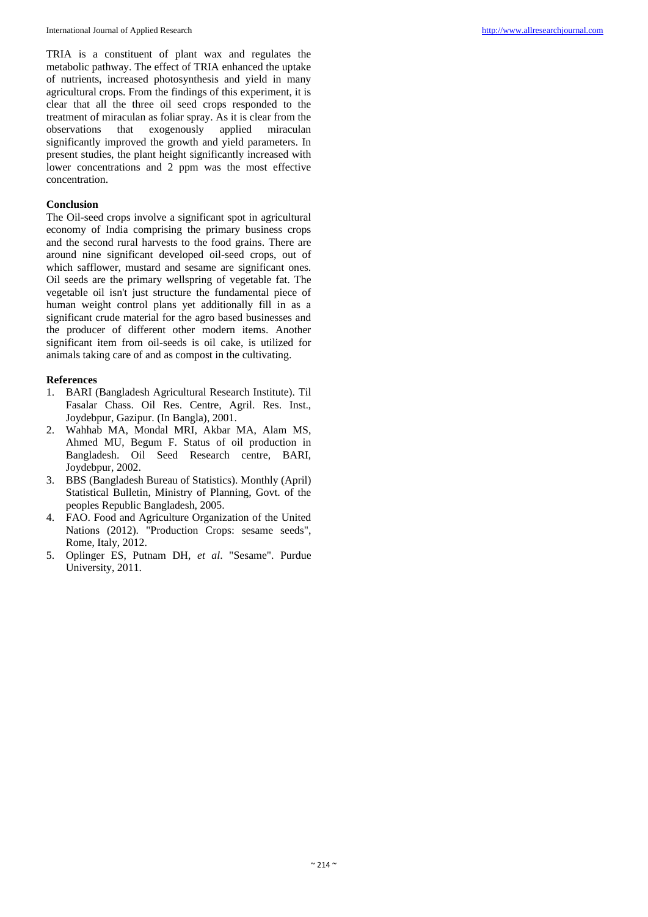TRIA is a constituent of plant wax and regulates the metabolic pathway. The effect of TRIA enhanced the uptake of nutrients, increased photosynthesis and yield in many agricultural crops. From the findings of this experiment, it is clear that all the three oil seed crops responded to the treatment of miraculan as foliar spray. As it is clear from the observations that exogenously applied miraculan significantly improved the growth and yield parameters. In present studies, the plant height significantly increased with lower concentrations and 2 ppm was the most effective concentration.

## Conclusion

The Oil-seed crops involve a significant spot in agricultural economy of India comprising the primary business crops and the second rural harvests to the food grains. There are around nine significant developed oil-seed crops, out of which safflower, mustard and sesame are significant ones. Oil seeds are the primary wellspring of vegetable fat. The vegetable oil isn't just structure the fundamental piece of human weight control plans yet additionally fill in as a significant crude material for the agro based businesses and the producer of different other modern items. Another significant item from oil-seeds is oil cake, is utilized for animals taking care of and as compost in the cultivating.

## References

1. BARI (Bangladesh Agricultural Research Institute). Til Fasalar Chass. Oil Res. Centre, Agril. Res. Inst., Joydebpur, Gazipur. (In Bangla), 2001.
2. Wahhab MA, Mondal MRI, Akbar MA, Alam MS, Ahmed MU, Begum F. Status of oil production in Bangladesh. Oil Seed Research centre, BARI, Joydebpur, 2002.
3. BBS (Bangladesh Bureau of Statistics). Monthly (April) Statistical Bulletin, Ministry of Planning, Govt. of the peoples Republic Bangladesh, 2005.
4. FAO. Food and Agriculture Organization of the United Nations (2012). "Production Crops: sesame seeds", Rome, Italy, 2012.
5. Oplinger ES, Putnam DH, *et al*. "Sesame". Purdue University, 2011.